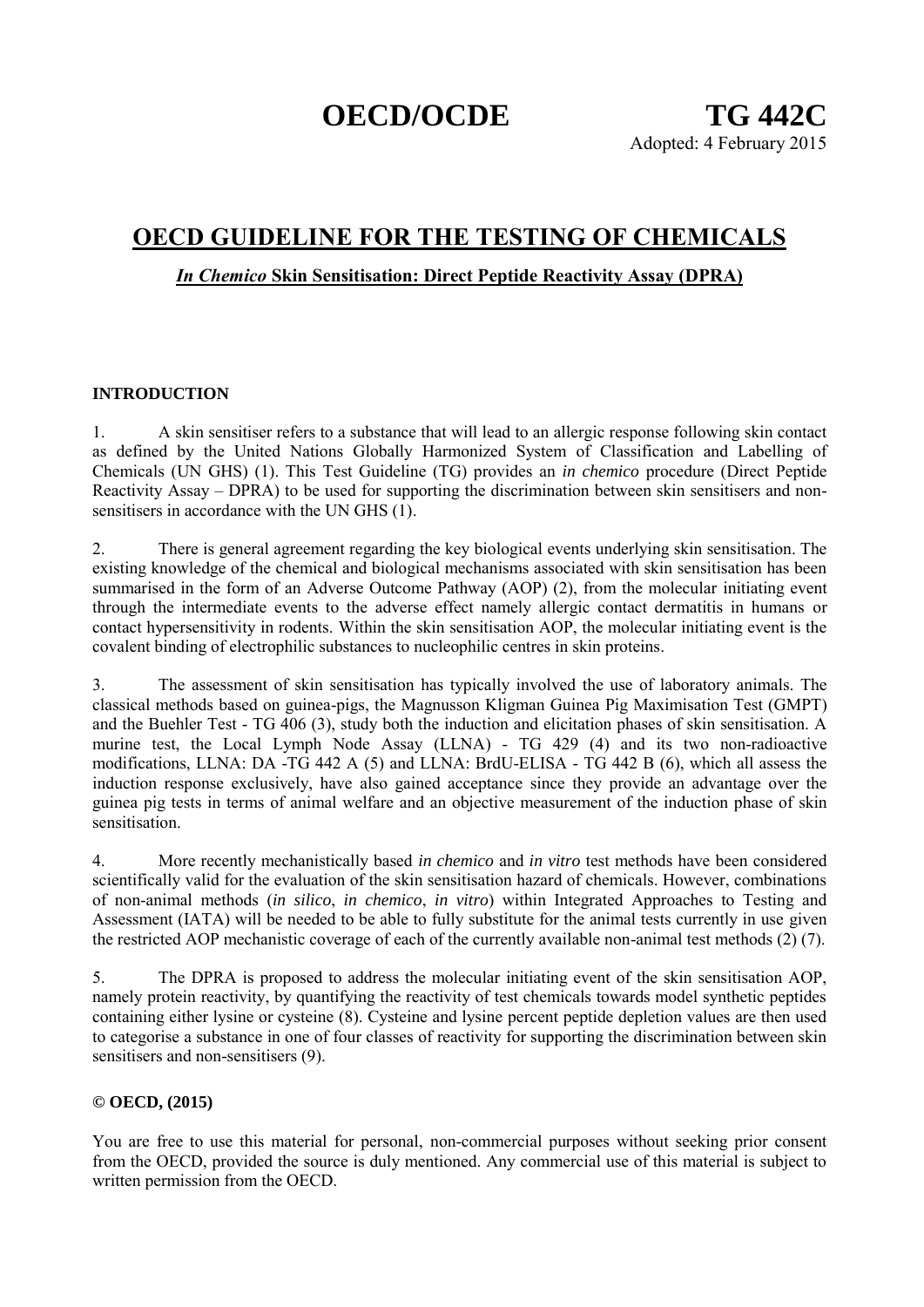# OECD/OCDE TG 442C

Adopted: 4 February 2015

## OECD GUIDELINE FOR THE TESTING OF CHEMICALS

### *In Chemico* Skin Sensitisation: Direct Peptide Reactivity Assay (DPRA)

**INTRODUCTION**

1. A skin sensitiser refers to a substance that will lead to an allergic response following skin contact as defined by the United Nations Globally Harmonized System of Classification and Labelling of Chemicals (UN GHS) (1). This Test Guideline (TG) provides an *in chemico* procedure (Direct Peptide Reactivity Assay – DPRA) to be used for supporting the discrimination between skin sensitisers and non-sensitisers in accordance with the UN GHS (1).

2. There is general agreement regarding the key biological events underlying skin sensitisation. The existing knowledge of the chemical and biological mechanisms associated with skin sensitisation has been summarised in the form of an Adverse Outcome Pathway (AOP) (2), from the molecular initiating event through the intermediate events to the adverse effect namely allergic contact dermatitis in humans or contact hypersensitivity in rodents. Within the skin sensitisation AOP, the molecular initiating event is the covalent binding of electrophilic substances to nucleophilic centres in skin proteins.

3. The assessment of skin sensitisation has typically involved the use of laboratory animals. The classical methods based on guinea-pigs, the Magnusson Kligman Guinea Pig Maximisation Test (GMPT) and the Buehler Test - TG 406 (3), study both the induction and elicitation phases of skin sensitisation. A murine test, the Local Lymph Node Assay (LLNA) - TG 429 (4) and its two non-radioactive modifications, LLNA: DA -TG 442 A (5) and LLNA: BrdU-ELISA - TG 442 B (6), which all assess the induction response exclusively, have also gained acceptance since they provide an advantage over the guinea pig tests in terms of animal welfare and an objective measurement of the induction phase of skin sensitisation.

4. More recently mechanistically based *in chemico* and *in vitro* test methods have been considered scientifically valid for the evaluation of the skin sensitisation hazard of chemicals. However, combinations of non-animal methods (*in silico*, *in chemico*, *in vitro*) within Integrated Approaches to Testing and Assessment (IATA) will be needed to be able to fully substitute for the animal tests currently in use given the restricted AOP mechanistic coverage of each of the currently available non-animal test methods (2) (7).

5. The DPRA is proposed to address the molecular initiating event of the skin sensitisation AOP, namely protein reactivity, by quantifying the reactivity of test chemicals towards model synthetic peptides containing either lysine or cysteine (8). Cysteine and lysine percent peptide depletion values are then used to categorise a substance in one of four classes of reactivity for supporting the discrimination between skin sensitisers and non-sensitisers (9).

**© OECD, (2015)**

You are free to use this material for personal, non-commercial purposes without seeking prior consent from the OECD, provided the source is duly mentioned. Any commercial use of this material is subject to written permission from the OECD.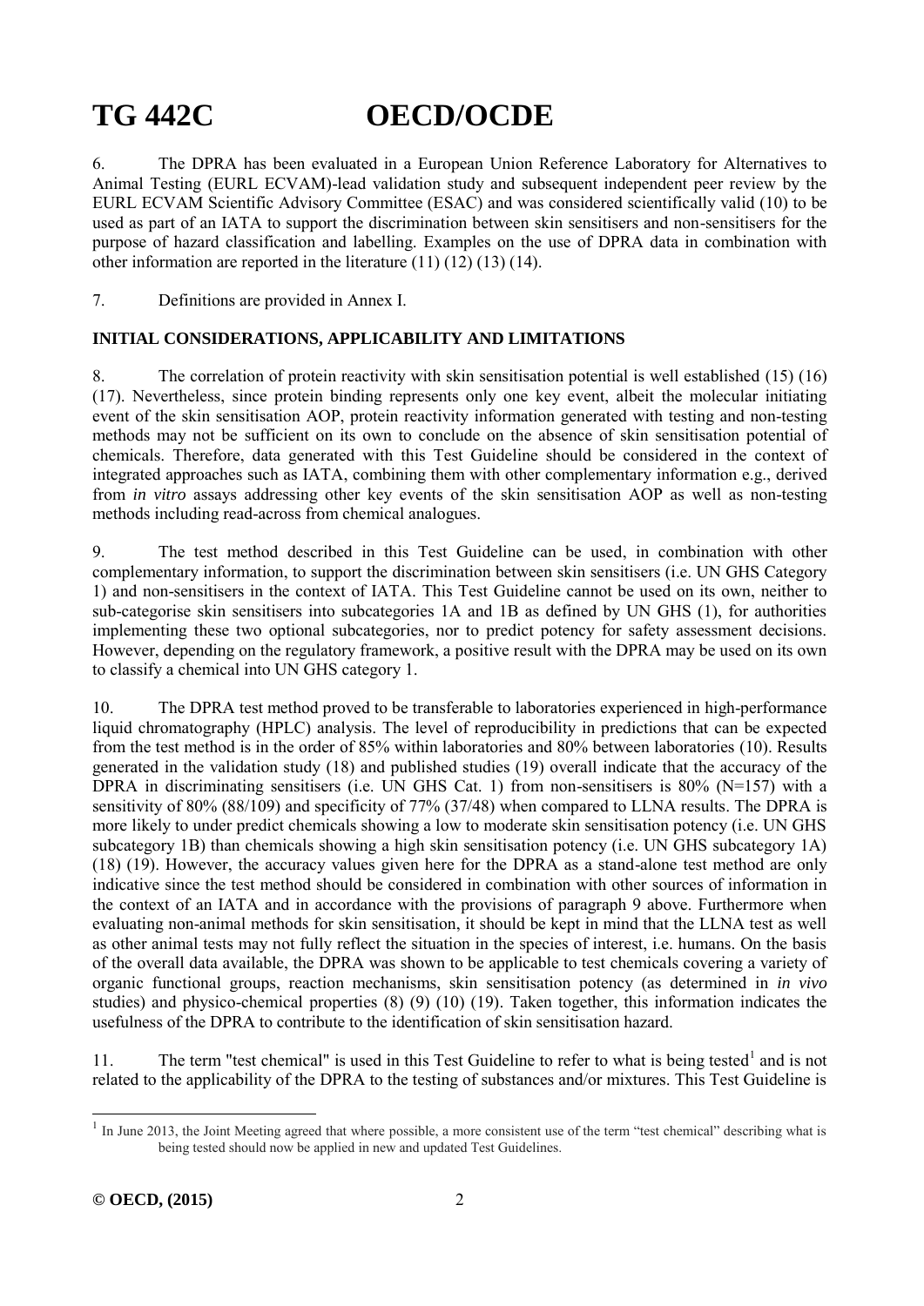6. The DPRA has been evaluated in a European Union Reference Laboratory for Alternatives to Animal Testing (EURL ECVAM)-lead validation study and subsequent independent peer review by the EURL ECVAM Scientific Advisory Committee (ESAC) and was considered scientifically valid (10) to be used as part of an IATA to support the discrimination between skin sensitisers and non-sensitisers for the purpose of hazard classification and labelling. Examples on the use of DPRA data in combination with other information are reported in the literature (11) (12) (13) (14).

7. Definitions are provided in Annex I.

## INITIAL CONSIDERATIONS, APPLICABILITY AND LIMITATIONS

8. The correlation of protein reactivity with skin sensitisation potential is well established (15) (16) (17). Nevertheless, since protein binding represents only one key event, albeit the molecular initiating event of the skin sensitisation AOP, protein reactivity information generated with testing and non-testing methods may not be sufficient on its own to conclude on the absence of skin sensitisation potential of chemicals. Therefore, data generated with this Test Guideline should be considered in the context of integrated approaches such as IATA, combining them with other complementary information e.g., derived from *in vitro* assays addressing other key events of the skin sensitisation AOP as well as non-testing methods including read-across from chemical analogues.

9. The test method described in this Test Guideline can be used, in combination with other complementary information, to support the discrimination between skin sensitisers (i.e. UN GHS Category 1) and non-sensitisers in the context of IATA. This Test Guideline cannot be used on its own, neither to sub-categorise skin sensitisers into subcategories 1A and 1B as defined by UN GHS (1), for authorities implementing these two optional subcategories, nor to predict potency for safety assessment decisions. However, depending on the regulatory framework, a positive result with the DPRA may be used on its own to classify a chemical into UN GHS category 1.

10. The DPRA test method proved to be transferable to laboratories experienced in high-performance liquid chromatography (HPLC) analysis. The level of reproducibility in predictions that can be expected from the test method is in the order of 85% within laboratories and 80% between laboratories (10). Results generated in the validation study (18) and published studies (19) overall indicate that the accuracy of the DPRA in discriminating sensitisers (i.e. UN GHS Cat. 1) from non-sensitisers is 80% (N=157) with a sensitivity of 80% (88/109) and specificity of 77% (37/48) when compared to LLNA results. The DPRA is more likely to under predict chemicals showing a low to moderate skin sensitisation potency (i.e. UN GHS subcategory 1B) than chemicals showing a high skin sensitisation potency (i.e. UN GHS subcategory 1A) (18) (19). However, the accuracy values given here for the DPRA as a stand-alone test method are only indicative since the test method should be considered in combination with other sources of information in the context of an IATA and in accordance with the provisions of paragraph 9 above. Furthermore when evaluating non-animal methods for skin sensitisation, it should be kept in mind that the LLNA test as well as other animal tests may not fully reflect the situation in the species of interest, i.e. humans. On the basis of the overall data available, the DPRA was shown to be applicable to test chemicals covering a variety of organic functional groups, reaction mechanisms, skin sensitisation potency (as determined in *in vivo* studies) and physico-chemical properties (8) (9) (10) (19). Taken together, this information indicates the usefulness of the DPRA to contribute to the identification of skin sensitisation hazard.

11. The term "test chemical" is used in this Test Guideline to refer to what is being tested[1] and is not related to the applicability of the DPRA to the testing of substances and/or mixtures. This Test Guideline is

[1] In June 2013, the Joint Meeting agreed that where possible, a more consistent use of the term "test chemical" describing what is being tested should now be applied in new and updated Test Guidelines.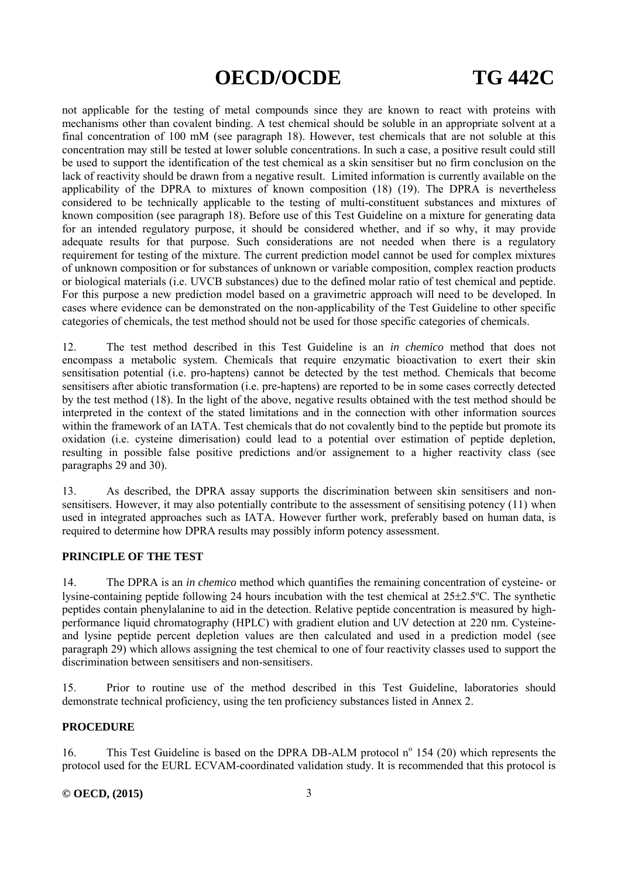not applicable for the testing of metal compounds since they are known to react with proteins with mechanisms other than covalent binding. A test chemical should be soluble in an appropriate solvent at a final concentration of 100 mM (see paragraph 18). However, test chemicals that are not soluble at this concentration may still be tested at lower soluble concentrations. In such a case, a positive result could still be used to support the identification of the test chemical as a skin sensitiser but no firm conclusion on the lack of reactivity should be drawn from a negative result. Limited information is currently available on the applicability of the DPRA to mixtures of known composition (18) (19). The DPRA is nevertheless considered to be technically applicable to the testing of multi-constituent substances and mixtures of known composition (see paragraph 18). Before use of this Test Guideline on a mixture for generating data for an intended regulatory purpose, it should be considered whether, and if so why, it may provide adequate results for that purpose. Such considerations are not needed when there is a regulatory requirement for testing of the mixture. The current prediction model cannot be used for complex mixtures of unknown composition or for substances of unknown or variable composition, complex reaction products or biological materials (i.e. UVCB substances) due to the defined molar ratio of test chemical and peptide. For this purpose a new prediction model based on a gravimetric approach will need to be developed. In cases where evidence can be demonstrated on the non-applicability of the Test Guideline to other specific categories of chemicals, the test method should not be used for those specific categories of chemicals.

12. The test method described in this Test Guideline is an *in chemico* method that does not encompass a metabolic system. Chemicals that require enzymatic bioactivation to exert their skin sensitisation potential (i.e. pro-haptens) cannot be detected by the test method. Chemicals that become sensitisers after abiotic transformation (i.e. pre-haptens) are reported to be in some cases correctly detected by the test method (18). In the light of the above, negative results obtained with the test method should be interpreted in the context of the stated limitations and in the connection with other information sources within the framework of an IATA. Test chemicals that do not covalently bind to the peptide but promote its oxidation (i.e. cysteine dimerisation) could lead to a potential over estimation of peptide depletion, resulting in possible false positive predictions and/or assignement to a higher reactivity class (see paragraphs 29 and 30).

13. As described, the DPRA assay supports the discrimination between skin sensitisers and non-sensitisers. However, it may also potentially contribute to the assessment of sensitising potency (11) when used in integrated approaches such as IATA. However further work, preferably based on human data, is required to determine how DPRA results may possibly inform potency assessment.

## PRINCIPLE OF THE TEST

14. The DPRA is an *in chemico* method which quantifies the remaining concentration of cysteine- or lysine-containing peptide following 24 hours incubation with the test chemical at 25±2.5ºC. The synthetic peptides contain phenylalanine to aid in the detection. Relative peptide concentration is measured by high-performance liquid chromatography (HPLC) with gradient elution and UV detection at 220 nm. Cysteine- and lysine peptide percent depletion values are then calculated and used in a prediction model (see paragraph 29) which allows assigning the test chemical to one of four reactivity classes used to support the discrimination between sensitisers and non-sensitisers.

15. Prior to routine use of the method described in this Test Guideline, laboratories should demonstrate technical proficiency, using the ten proficiency substances listed in Annex 2.

## PROCEDURE

16. This Test Guideline is based on the DPRA DB-ALM protocol nº 154 (20) which represents the protocol used for the EURL ECVAM-coordinated validation study. It is recommended that this protocol is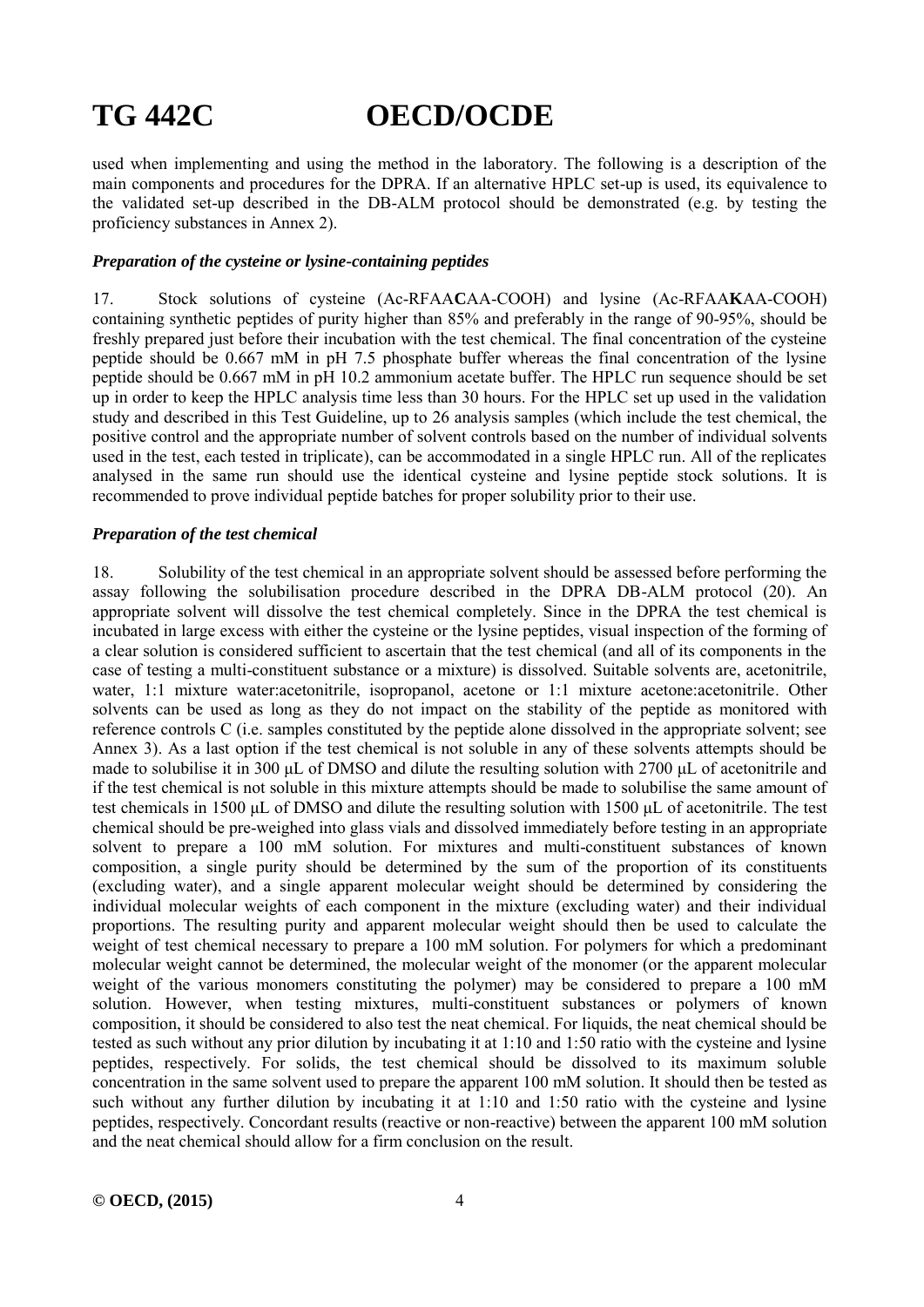used when implementing and using the method in the laboratory. The following is a description of the main components and procedures for the DPRA. If an alternative HPLC set-up is used, its equivalence to the validated set-up described in the DB-ALM protocol should be demonstrated (e.g. by testing the proficiency substances in Annex 2).

### *Preparation of the cysteine or lysine-containing peptides*

17. Stock solutions of cysteine (Ac-RFAA**C**AA-COOH) and lysine (Ac-RFAA**K**AA-COOH) containing synthetic peptides of purity higher than 85% and preferably in the range of 90-95%, should be freshly prepared just before their incubation with the test chemical. The final concentration of the cysteine peptide should be 0.667 mM in pH 7.5 phosphate buffer whereas the final concentration of the lysine peptide should be 0.667 mM in pH 10.2 ammonium acetate buffer. The HPLC run sequence should be set up in order to keep the HPLC analysis time less than 30 hours. For the HPLC set up used in the validation study and described in this Test Guideline, up to 26 analysis samples (which include the test chemical, the positive control and the appropriate number of solvent controls based on the number of individual solvents used in the test, each tested in triplicate), can be accommodated in a single HPLC run. All of the replicates analysed in the same run should use the identical cysteine and lysine peptide stock solutions. It is recommended to prove individual peptide batches for proper solubility prior to their use.

### *Preparation of the test chemical*

18. Solubility of the test chemical in an appropriate solvent should be assessed before performing the assay following the solubilisation procedure described in the DPRA DB-ALM protocol (20). An appropriate solvent will dissolve the test chemical completely. Since in the DPRA the test chemical is incubated in large excess with either the cysteine or the lysine peptides, visual inspection of the forming of a clear solution is considered sufficient to ascertain that the test chemical (and all of its components in the case of testing a multi-constituent substance or a mixture) is dissolved. Suitable solvents are, acetonitrile, water, 1:1 mixture water:acetonitrile, isopropanol, acetone or 1:1 mixture acetone:acetonitrile. Other solvents can be used as long as they do not impact on the stability of the peptide as monitored with reference controls C (i.e. samples constituted by the peptide alone dissolved in the appropriate solvent; see Annex 3). As a last option if the test chemical is not soluble in any of these solvents attempts should be made to solubilise it in 300 µL of DMSO and dilute the resulting solution with 2700 µL of acetonitrile and if the test chemical is not soluble in this mixture attempts should be made to solubilise the same amount of test chemicals in 1500 µL of DMSO and dilute the resulting solution with 1500 µL of acetonitrile. The test chemical should be pre-weighed into glass vials and dissolved immediately before testing in an appropriate solvent to prepare a 100 mM solution. For mixtures and multi-constituent substances of known composition, a single purity should be determined by the sum of the proportion of its constituents (excluding water), and a single apparent molecular weight should be determined by considering the individual molecular weights of each component in the mixture (excluding water) and their individual proportions. The resulting purity and apparent molecular weight should then be used to calculate the weight of test chemical necessary to prepare a 100 mM solution. For polymers for which a predominant molecular weight cannot be determined, the molecular weight of the monomer (or the apparent molecular weight of the various monomers constituting the polymer) may be considered to prepare a 100 mM solution. However, when testing mixtures, multi-constituent substances or polymers of known composition, it should be considered to also test the neat chemical. For liquids, the neat chemical should be tested as such without any prior dilution by incubating it at 1:10 and 1:50 ratio with the cysteine and lysine peptides, respectively. For solids, the test chemical should be dissolved to its maximum soluble concentration in the same solvent used to prepare the apparent 100 mM solution. It should then be tested as such without any further dilution by incubating it at 1:10 and 1:50 ratio with the cysteine and lysine peptides, respectively. Concordant results (reactive or non-reactive) between the apparent 100 mM solution and the neat chemical should allow for a firm conclusion on the result.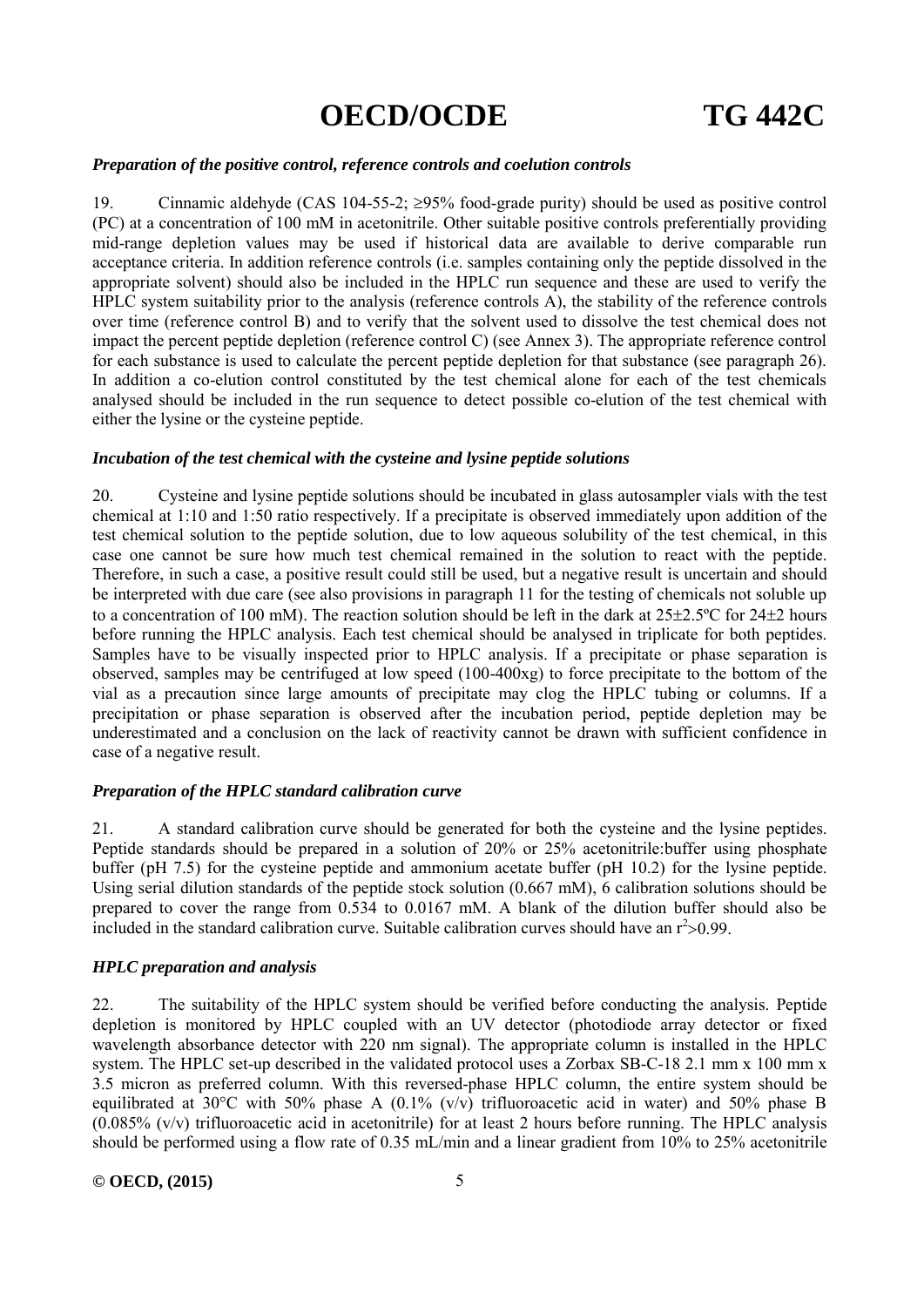#### *Preparation of the positive control, reference controls and coelution controls*

19. Cinnamic aldehyde (CAS 104-55-2; ≥95% food-grade purity) should be used as positive control (PC) at a concentration of 100 mM in acetonitrile. Other suitable positive controls preferentially providing mid-range depletion values may be used if historical data are available to derive comparable run acceptance criteria. In addition reference controls (i.e. samples containing only the peptide dissolved in the appropriate solvent) should also be included in the HPLC run sequence and these are used to verify the HPLC system suitability prior to the analysis (reference controls A), the stability of the reference controls over time (reference control B) and to verify that the solvent used to dissolve the test chemical does not impact the percent peptide depletion (reference control C) (see Annex 3). The appropriate reference control for each substance is used to calculate the percent peptide depletion for that substance (see paragraph 26). In addition a co-elution control constituted by the test chemical alone for each of the test chemicals analysed should be included in the run sequence to detect possible co-elution of the test chemical with either the lysine or the cysteine peptide.

#### *Incubation of the test chemical with the cysteine and lysine peptide solutions*

20. Cysteine and lysine peptide solutions should be incubated in glass autosampler vials with the test chemical at 1:10 and 1:50 ratio respectively. If a precipitate is observed immediately upon addition of the test chemical solution to the peptide solution, due to low aqueous solubility of the test chemical, in this case one cannot be sure how much test chemical remained in the solution to react with the peptide. Therefore, in such a case, a positive result could still be used, but a negative result is uncertain and should be interpreted with due care (see also provisions in paragraph 11 for the testing of chemicals not soluble up to a concentration of 100 mM). The reaction solution should be left in the dark at 25±2.5ºC for 24±2 hours before running the HPLC analysis. Each test chemical should be analysed in triplicate for both peptides. Samples have to be visually inspected prior to HPLC analysis. If a precipitate or phase separation is observed, samples may be centrifuged at low speed (100-400xg) to force precipitate to the bottom of the vial as a precaution since large amounts of precipitate may clog the HPLC tubing or columns. If a precipitation or phase separation is observed after the incubation period, peptide depletion may be underestimated and a conclusion on the lack of reactivity cannot be drawn with sufficient confidence in case of a negative result.

#### *Preparation of the HPLC standard calibration curve*

21. A standard calibration curve should be generated for both the cysteine and the lysine peptides. Peptide standards should be prepared in a solution of 20% or 25% acetonitrile:buffer using phosphate buffer (pH 7.5) for the cysteine peptide and ammonium acetate buffer (pH 10.2) for the lysine peptide. Using serial dilution standards of the peptide stock solution (0.667 mM), 6 calibration solutions should be prepared to cover the range from 0.534 to 0.0167 mM. A blank of the dilution buffer should also be included in the standard calibration curve. Suitable calibration curves should have an $r^2$>0.99.

#### *HPLC preparation and analysis*

22. The suitability of the HPLC system should be verified before conducting the analysis. Peptide depletion is monitored by HPLC coupled with an UV detector (photodiode array detector or fixed wavelength absorbance detector with 220 nm signal). The appropriate column is installed in the HPLC system. The HPLC set-up described in the validated protocol uses a Zorbax SB-C-18 2.1 mm x 100 mm x 3.5 micron as preferred column. With this reversed-phase HPLC column, the entire system should be equilibrated at 30°C with 50% phase A (0.1% (v/v) trifluoroacetic acid in water) and 50% phase B (0.085% (v/v) trifluoroacetic acid in acetonitrile) for at least 2 hours before running. The HPLC analysis should be performed using a flow rate of 0.35 mL/min and a linear gradient from 10% to 25% acetonitrile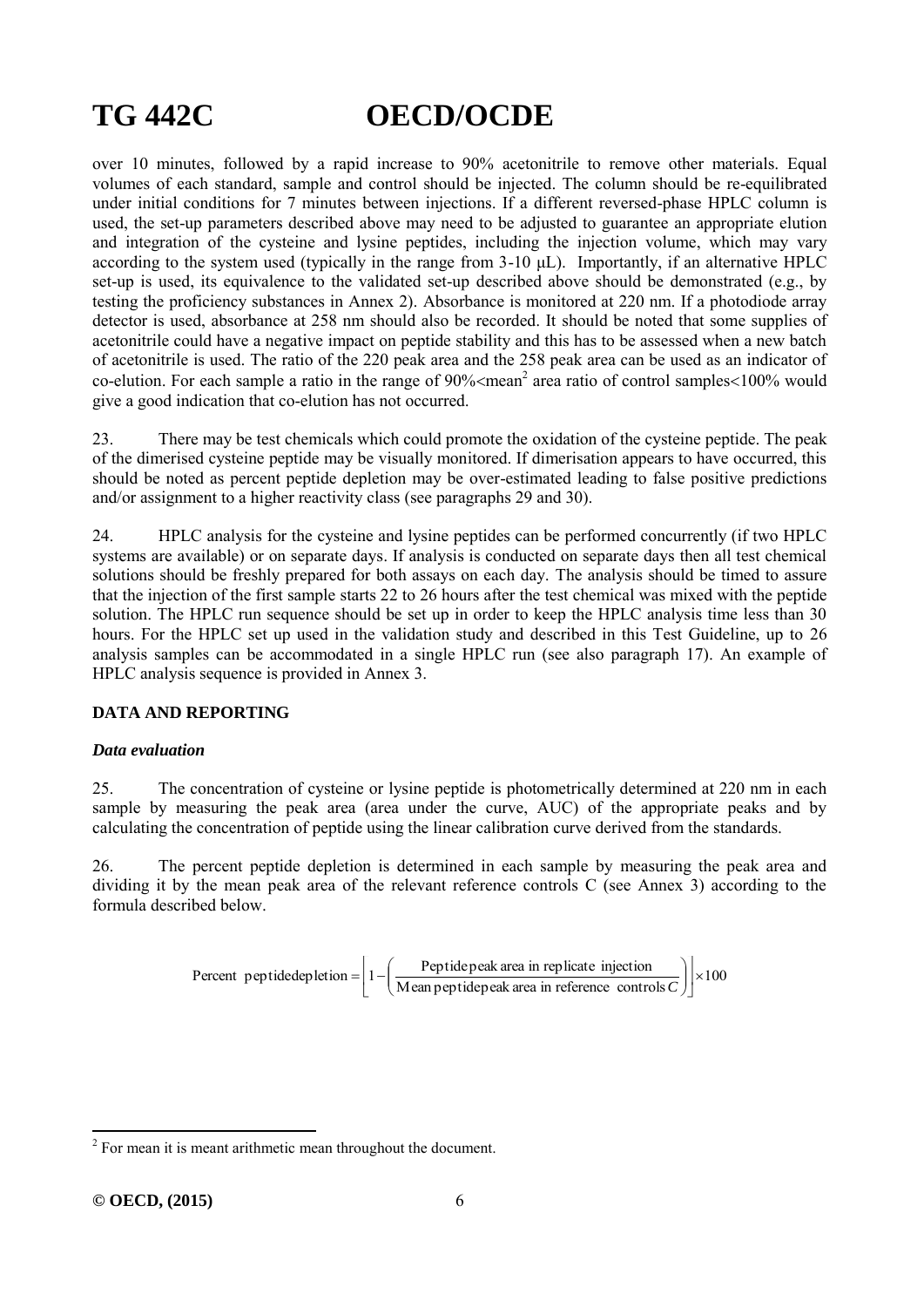over 10 minutes, followed by a rapid increase to 90% acetonitrile to remove other materials. Equal volumes of each standard, sample and control should be injected. The column should be re-equilibrated under initial conditions for 7 minutes between injections. If a different reversed-phase HPLC column is used, the set-up parameters described above may need to be adjusted to guarantee an appropriate elution and integration of the cysteine and lysine peptides, including the injection volume, which may vary according to the system used (typically in the range from 3-10 μL). Importantly, if an alternative HPLC set-up is used, its equivalence to the validated set-up described above should be demonstrated (e.g., by testing the proficiency substances in Annex 2). Absorbance is monitored at 220 nm. If a photodiode array detector is used, absorbance at 258 nm should also be recorded. It should be noted that some supplies of acetonitrile could have a negative impact on peptide stability and this has to be assessed when a new batch of acetonitrile is used. The ratio of the 220 peak area and the 258 peak area can be used as an indicator of co-elution. For each sample a ratio in the range of 90%<mean[2] area ratio of control samples<100% would give a good indication that co-elution has not occurred.

23. There may be test chemicals which could promote the oxidation of the cysteine peptide. The peak of the dimerised cysteine peptide may be visually monitored. If dimerisation appears to have occurred, this should be noted as percent peptide depletion may be over-estimated leading to false positive predictions and/or assignment to a higher reactivity class (see paragraphs 29 and 30).

24. HPLC analysis for the cysteine and lysine peptides can be performed concurrently (if two HPLC systems are available) or on separate days. If analysis is conducted on separate days then all test chemical solutions should be freshly prepared for both assays on each day. The analysis should be timed to assure that the injection of the first sample starts 22 to 26 hours after the test chemical was mixed with the peptide solution. The HPLC run sequence should be set up in order to keep the HPLC analysis time less than 30 hours. For the HPLC set up used in the validation study and described in this Test Guideline, up to 26 analysis samples can be accommodated in a single HPLC run (see also paragraph 17). An example of HPLC analysis sequence is provided in Annex 3.

## DATA AND REPORTING

### *Data evaluation*

25. The concentration of cysteine or lysine peptide is photometrically determined at 220 nm in each sample by measuring the peak area (area under the curve, AUC) of the appropriate peaks and by calculating the concentration of peptide using the linear calibration curve derived from the standards.

26. The percent peptide depletion is determined in each sample by measuring the peak area and dividing it by the mean peak area of the relevant reference controls C (see Annex 3) according to the formula described below.

$$\text{Percent peptide depletion} = \left[ 1 - \left( \frac{\text{Peptide peak area in replicate injection}}{\text{Mean peptide peak area in reference controls } C} \right) \right] \times 100$$

[2] For mean it is meant arithmetic mean throughout the document.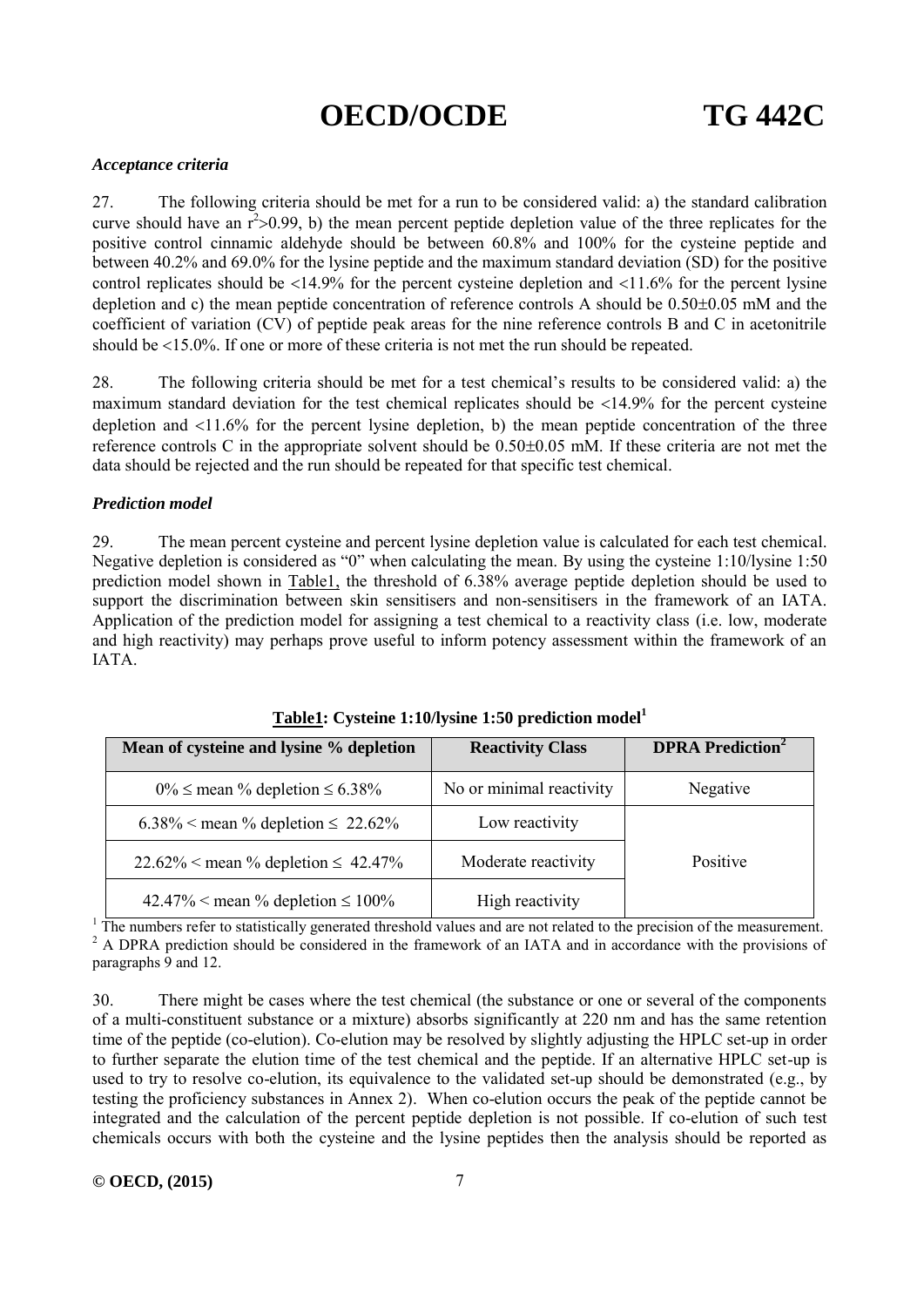***Acceptance criteria***

27. The following criteria should be met for a run to be considered valid: a) the standard calibration curve should have an $r^2$>0.99, b) the mean percent peptide depletion value of the three replicates for the positive control cinnamic aldehyde should be between 60.8% and 100% for the cysteine peptide and between 40.2% and 69.0% for the lysine peptide and the maximum standard deviation (SD) for the positive control replicates should be <14.9% for the percent cysteine depletion and <11.6% for the percent lysine depletion and c) the mean peptide concentration of reference controls A should be 0.50±0.05 mM and the coefficient of variation (CV) of peptide peak areas for the nine reference controls B and C in acetonitrile should be <15.0%. If one or more of these criteria is not met the run should be repeated.

28. The following criteria should be met for a test chemical's results to be considered valid: a) the maximum standard deviation for the test chemical replicates should be <14.9% for the percent cysteine depletion and <11.6% for the percent lysine depletion, b) the mean peptide concentration of the three reference controls C in the appropriate solvent should be 0.50±0.05 mM. If these criteria are not met the data should be rejected and the run should be repeated for that specific test chemical.

***Prediction model***

29. The mean percent cysteine and percent lysine depletion value is calculated for each test chemical. Negative depletion is considered as "0" when calculating the mean. By using the cysteine 1:10/lysine 1:50 prediction model shown in Table1, the threshold of 6.38% average peptide depletion should be used to support the discrimination between skin sensitisers and non-sensitisers in the framework of an IATA. Application of the prediction model for assigning a test chemical to a reactivity class (i.e. low, moderate and high reactivity) may perhaps prove useful to inform potency assessment within the framework of an IATA.

**Table1: Cysteine 1:10/lysine 1:50 prediction model**[1]

| Mean of cysteine and lysine % depletion | Reactivity Class | DPRA Prediction[2] |
|---|---|---|
| 0% ≤ mean % depletion ≤ 6.38% | No or minimal reactivity | Negative |
| 6.38% < mean % depletion ≤ 22.62% | Low reactivity | Positive |
| 22.62% < mean % depletion ≤ 42.47% | Moderate reactivity | |
| 42.47% < mean % depletion ≤ 100% | High reactivity | |

[1] The numbers refer to statistically generated threshold values and are not related to the precision of the measurement.
[2] A DPRA prediction should be considered in the framework of an IATA and in accordance with the provisions of paragraphs 9 and 12.

30. There might be cases where the test chemical (the substance or one or several of the components of a multi-constituent substance or a mixture) absorbs significantly at 220 nm and has the same retention time of the peptide (co-elution). Co-elution may be resolved by slightly adjusting the HPLC set-up in order to further separate the elution time of the test chemical and the peptide. If an alternative HPLC set-up is used to try to resolve co-elution, its equivalence to the validated set-up should be demonstrated (e.g., by testing the proficiency substances in Annex 2). When co-elution occurs the peak of the peptide cannot be integrated and the calculation of the percent peptide depletion is not possible. If co-elution of such test chemicals occurs with both the cysteine and the lysine peptides then the analysis should be reported as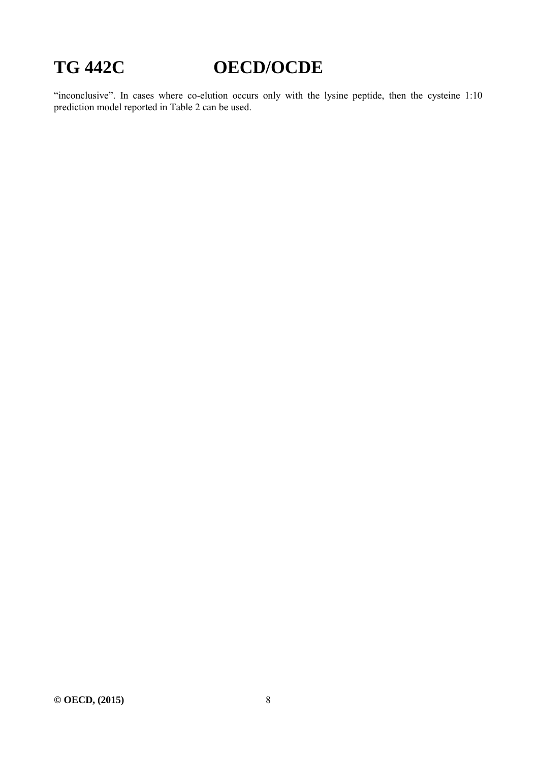“inconclusive”. In cases where co-elution occurs only with the lysine peptide, then the cysteine 1:10 prediction model reported in Table 2 can be used.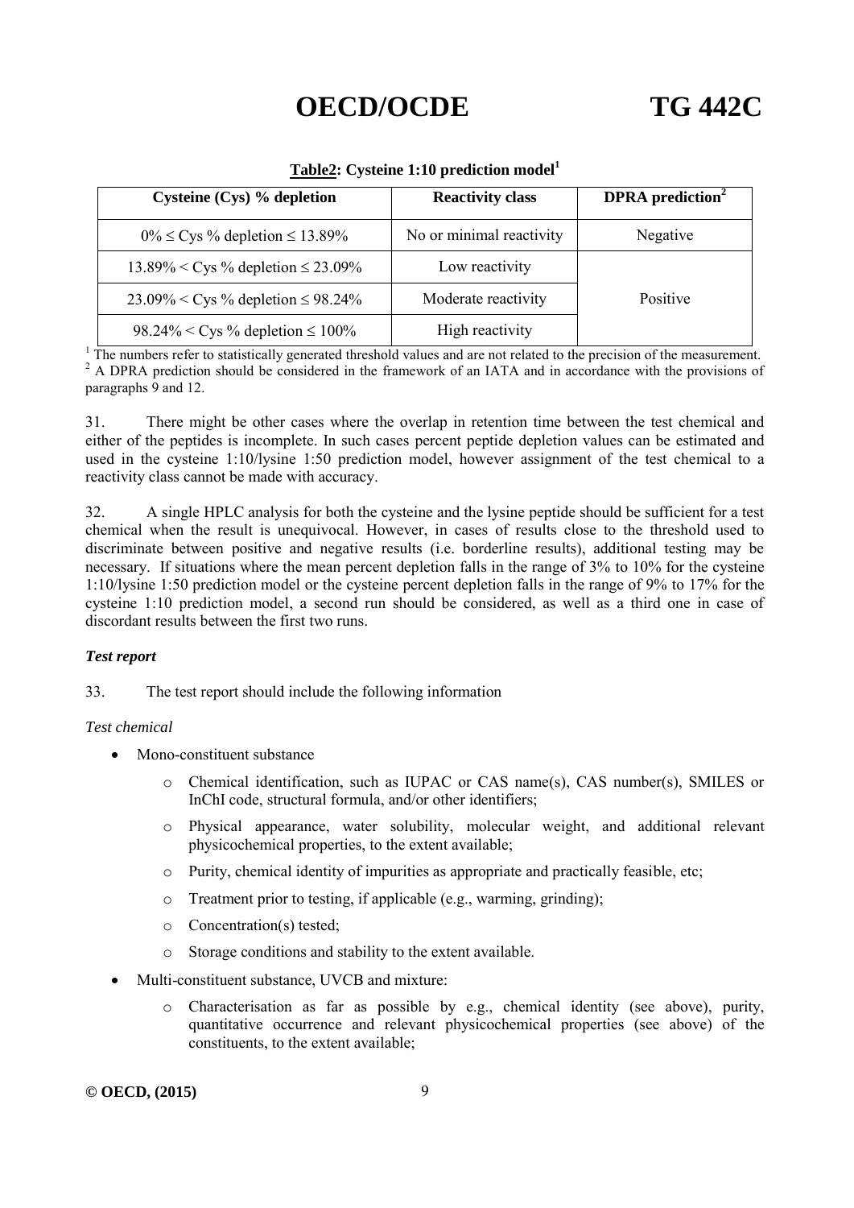**Table2: Cysteine 1:10 prediction model[1]**

| Cysteine (Cys) % depletion | Reactivity class | DPRA prediction[2] |
|---|---|---|
| 0% ≤ Cys % depletion ≤ 13.89% | No or minimal reactivity | Negative |
| 13.89% < Cys % depletion ≤ 23.09% | Low reactivity | Positive |
| 23.09% < Cys % depletion ≤ 98.24% | Moderate reactivity | |
| 98.24% < Cys % depletion ≤ 100% | High reactivity | |

[1] The numbers refer to statistically generated threshold values and are not related to the precision of the measurement.
[2] A DPRA prediction should be considered in the framework of an IATA and in accordance with the provisions of paragraphs 9 and 12.

31. There might be other cases where the overlap in retention time between the test chemical and either of the peptides is incomplete. In such cases percent peptide depletion values can be estimated and used in the cysteine 1:10/lysine 1:50 prediction model, however assignment of the test chemical to a reactivity class cannot be made with accuracy.

32. A single HPLC analysis for both the cysteine and the lysine peptide should be sufficient for a test chemical when the result is unequivocal. However, in cases of results close to the threshold used to discriminate between positive and negative results (i.e. borderline results), additional testing may be necessary. If situations where the mean percent depletion falls in the range of 3% to 10% for the cysteine 1:10/lysine 1:50 prediction model or the cysteine percent depletion falls in the range of 9% to 17% for the cysteine 1:10 prediction model, a second run should be considered, as well as a third one in case of discordant results between the first two runs.

***Test report***

33. The test report should include the following information

*Test chemical*

- Mono-constituent substance
  - Chemical identification, such as IUPAC or CAS name(s), CAS number(s), SMILES or InChI code, structural formula, and/or other identifiers;
  - Physical appearance, water solubility, molecular weight, and additional relevant physicochemical properties, to the extent available;
  - Purity, chemical identity of impurities as appropriate and practically feasible, etc;
  - Treatment prior to testing, if applicable (e.g., warming, grinding);
  - Concentration(s) tested;
  - Storage conditions and stability to the extent available.
- Multi-constituent substance, UVCB and mixture:
  - Characterisation as far as possible by e.g., chemical identity (see above), purity, quantitative occurrence and relevant physicochemical properties (see above) of the constituents, to the extent available;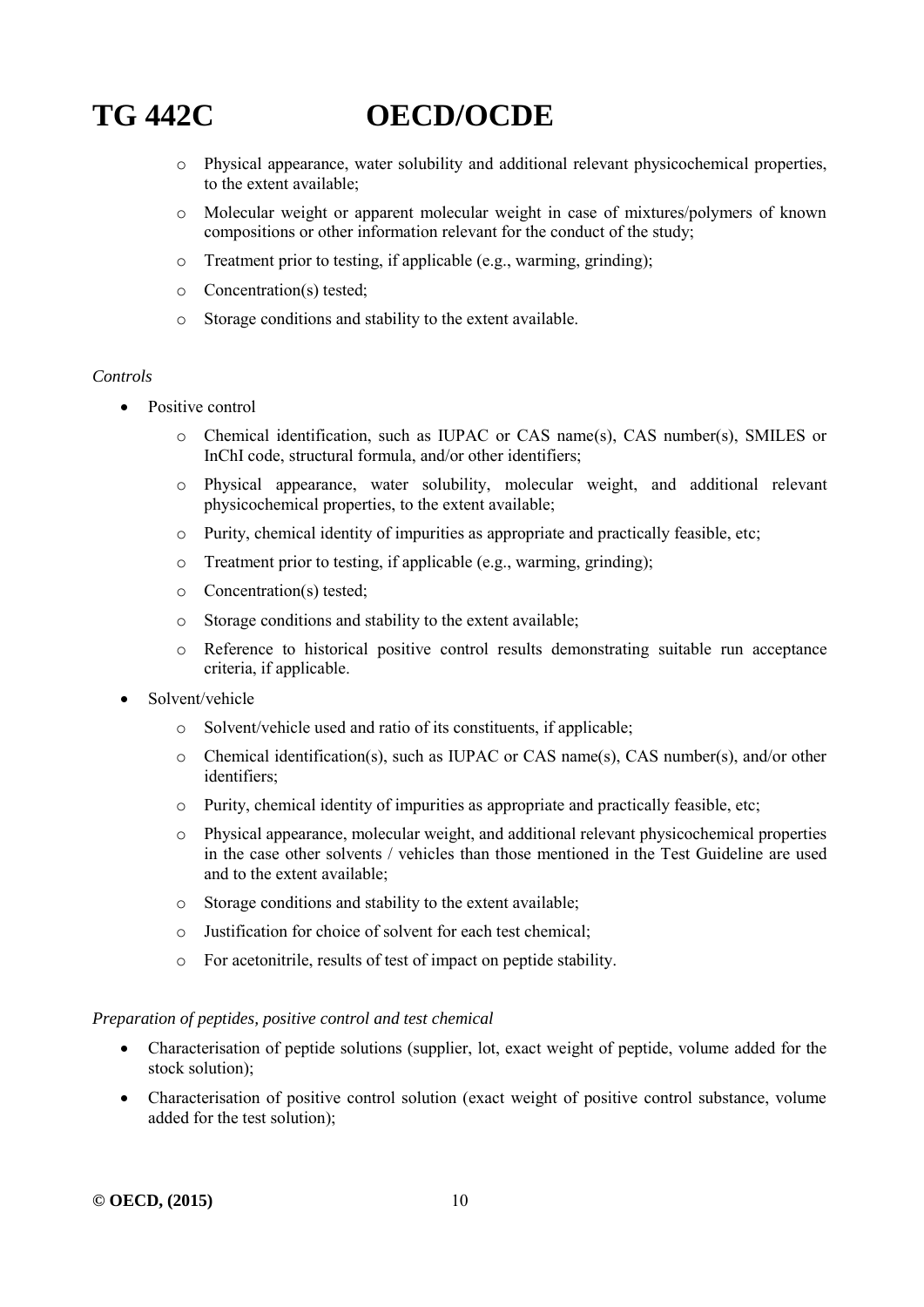- Physical appearance, water solubility and additional relevant physicochemical properties, to the extent available;
    - Molecular weight or apparent molecular weight in case of mixtures/polymers of known compositions or other information relevant for the conduct of the study;
    - Treatment prior to testing, if applicable (e.g., warming, grinding);
    - Concentration(s) tested;
    - Storage conditions and stability to the extent available.

*Controls*

- Positive control
    - Chemical identification, such as IUPAC or CAS name(s), CAS number(s), SMILES or InChI code, structural formula, and/or other identifiers;
    - Physical appearance, water solubility, molecular weight, and additional relevant physicochemical properties, to the extent available;
    - Purity, chemical identity of impurities as appropriate and practically feasible, etc;
    - Treatment prior to testing, if applicable (e.g., warming, grinding);
    - Concentration(s) tested;
    - Storage conditions and stability to the extent available;
    - Reference to historical positive control results demonstrating suitable run acceptance criteria, if applicable.
- Solvent/vehicle
    - Solvent/vehicle used and ratio of its constituents, if applicable;
    - Chemical identification(s), such as IUPAC or CAS name(s), CAS number(s), and/or other identifiers;
    - Purity, chemical identity of impurities as appropriate and practically feasible, etc;
    - Physical appearance, molecular weight, and additional relevant physicochemical properties in the case other solvents / vehicles than those mentioned in the Test Guideline are used and to the extent available;
    - Storage conditions and stability to the extent available;
    - Justification for choice of solvent for each test chemical;
    - For acetonitrile, results of test of impact on peptide stability.

*Preparation of peptides, positive control and test chemical*

- Characterisation of peptide solutions (supplier, lot, exact weight of peptide, volume added for the stock solution);
- Characterisation of positive control solution (exact weight of positive control substance, volume added for the test solution);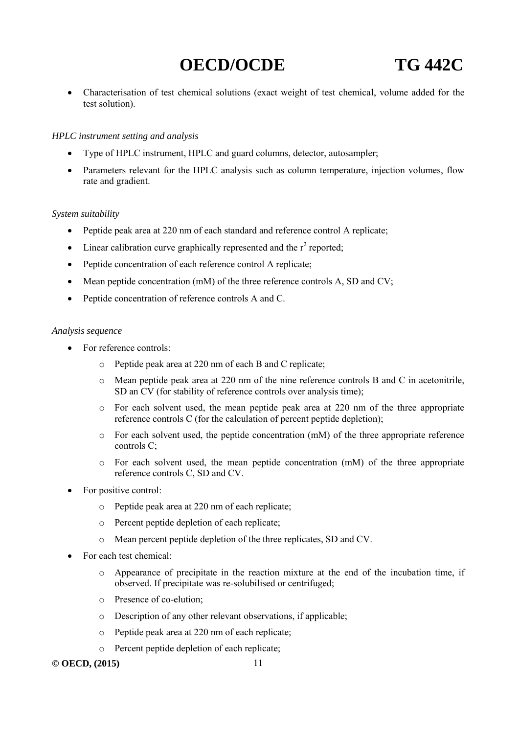- Characterisation of test chemical solutions (exact weight of test chemical, volume added for the test solution).

*HPLC instrument setting and analysis*

- Type of HPLC instrument, HPLC and guard columns, detector, autosampler;
- Parameters relevant for the HPLC analysis such as column temperature, injection volumes, flow rate and gradient.

*System suitability*

- Peptide peak area at 220 nm of each standard and reference control A replicate;
- Linear calibration curve graphically represented and the $r^2$ reported;
- Peptide concentration of each reference control A replicate;
- Mean peptide concentration (mM) of the three reference controls A, SD and CV;
- Peptide concentration of reference controls A and C.

*Analysis sequence*

- For reference controls:
  - Peptide peak area at 220 nm of each B and C replicate;
  - Mean peptide peak area at 220 nm of the nine reference controls B and C in acetonitrile, SD an CV (for stability of reference controls over analysis time);
  - For each solvent used, the mean peptide peak area at 220 nm of the three appropriate reference controls C (for the calculation of percent peptide depletion);
  - For each solvent used, the peptide concentration (mM) of the three appropriate reference controls C;
  - For each solvent used, the mean peptide concentration (mM) of the three appropriate reference controls C, SD and CV.
- For positive control:
  - Peptide peak area at 220 nm of each replicate;
  - Percent peptide depletion of each replicate;
  - Mean percent peptide depletion of the three replicates, SD and CV.
- For each test chemical:
  - Appearance of precipitate in the reaction mixture at the end of the incubation time, if observed. If precipitate was re-solubilised or centrifuged;
  - Presence of co-elution;
  - Description of any other relevant observations, if applicable;
  - Peptide peak area at 220 nm of each replicate;
  - Percent peptide depletion of each replicate;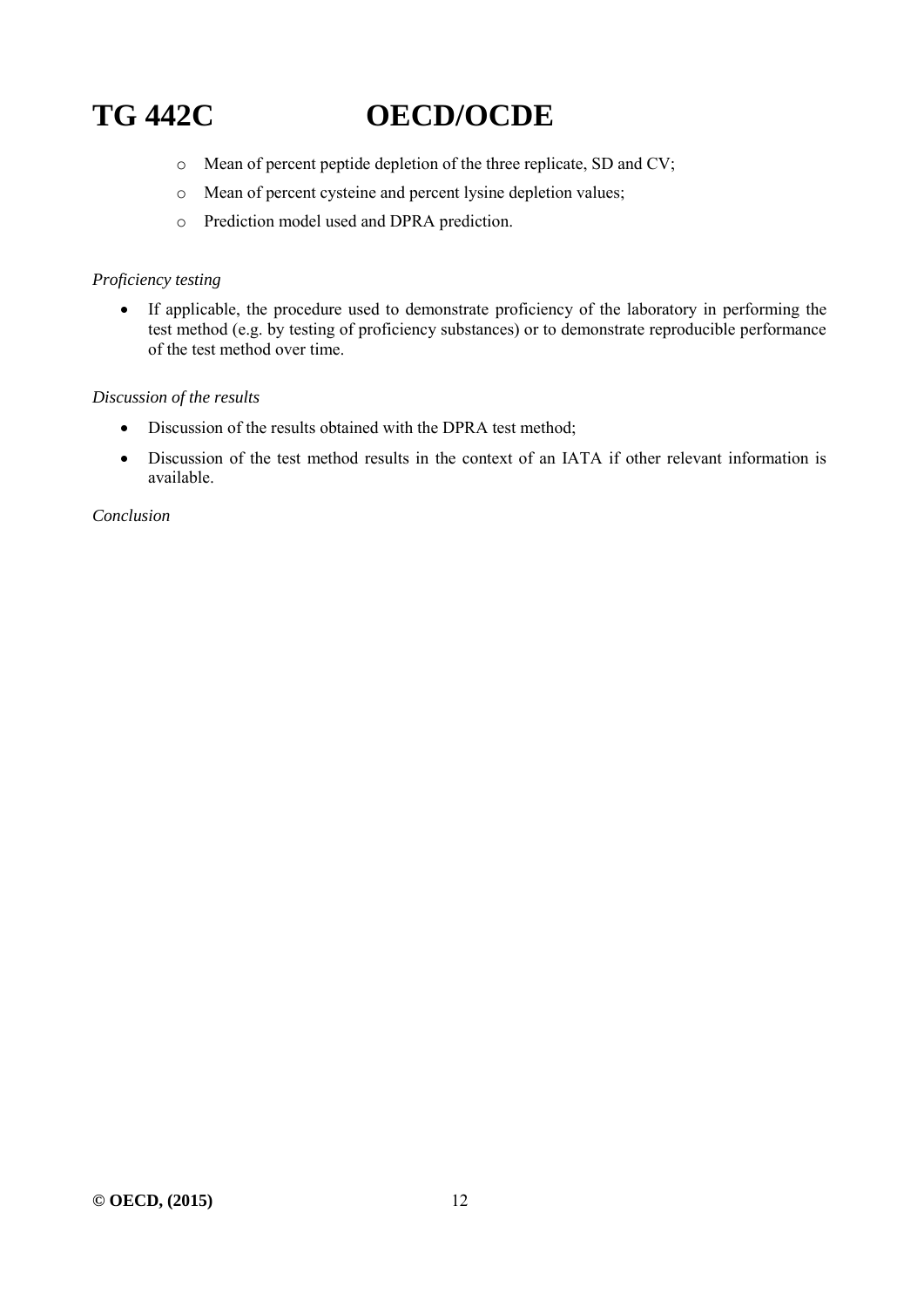- Mean of percent peptide depletion of the three replicate, SD and CV;
- Mean of percent cysteine and percent lysine depletion values;
- Prediction model used and DPRA prediction.

*Proficiency testing*

- If applicable, the procedure used to demonstrate proficiency of the laboratory in performing the test method (e.g. by testing of proficiency substances) or to demonstrate reproducible performance of the test method over time.

*Discussion of the results*

- Discussion of the results obtained with the DPRA test method;
- Discussion of the test method results in the context of an IATA if other relevant information is available.

*Conclusion*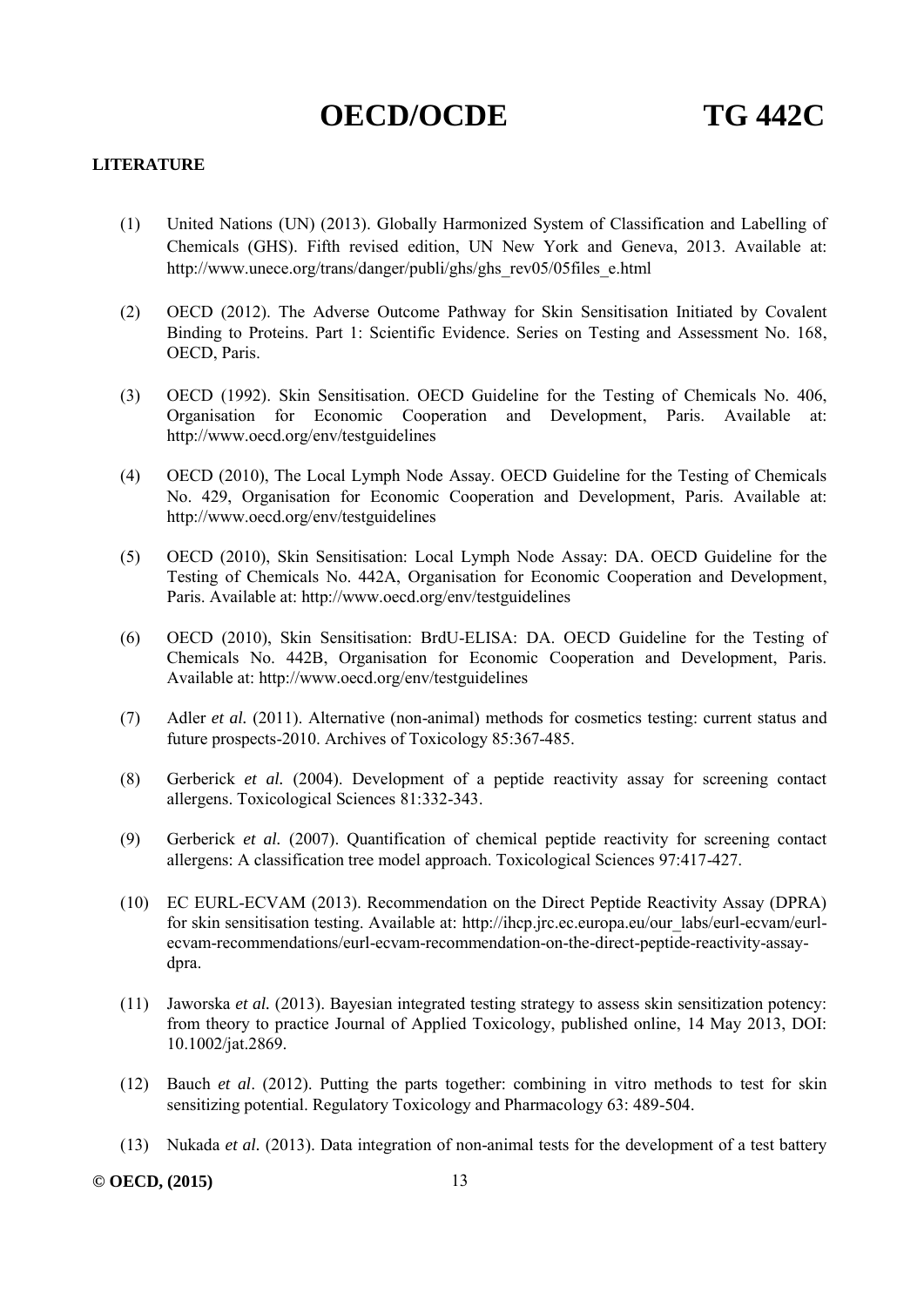**LITERATURE**

(1) United Nations (UN) (2013). Globally Harmonized System of Classification and Labelling of Chemicals (GHS). Fifth revised edition, UN New York and Geneva, 2013. Available at: http://www.unece.org/trans/danger/publi/ghs/ghs_rev05/05files_e.html

(2) OECD (2012). The Adverse Outcome Pathway for Skin Sensitisation Initiated by Covalent Binding to Proteins. Part 1: Scientific Evidence. Series on Testing and Assessment No. 168, OECD, Paris.

(3) OECD (1992). Skin Sensitisation. OECD Guideline for the Testing of Chemicals No. 406, Organisation for Economic Cooperation and Development, Paris. Available at: http://www.oecd.org/env/testguidelines

(4) OECD (2010), The Local Lymph Node Assay. OECD Guideline for the Testing of Chemicals No. 429, Organisation for Economic Cooperation and Development, Paris. Available at: http://www.oecd.org/env/testguidelines

(5) OECD (2010), Skin Sensitisation: Local Lymph Node Assay: DA. OECD Guideline for the Testing of Chemicals No. 442A, Organisation for Economic Cooperation and Development, Paris. Available at: http://www.oecd.org/env/testguidelines

(6) OECD (2010), Skin Sensitisation: BrdU-ELISA: DA. OECD Guideline for the Testing of Chemicals No. 442B, Organisation for Economic Cooperation and Development, Paris. Available at: http://www.oecd.org/env/testguidelines

(7) Adler *et al.* (2011). Alternative (non-animal) methods for cosmetics testing: current status and future prospects-2010. Archives of Toxicology 85:367-485.

(8) Gerberick *et al.* (2004). Development of a peptide reactivity assay for screening contact allergens. Toxicological Sciences 81:332-343.

(9) Gerberick *et al.* (2007). Quantification of chemical peptide reactivity for screening contact allergens: A classification tree model approach. Toxicological Sciences 97:417-427.

(10) EC EURL-ECVAM (2013). Recommendation on the Direct Peptide Reactivity Assay (DPRA) for skin sensitisation testing. Available at: http://ihcp.jrc.ec.europa.eu/our_labs/eurl-ecvam/eurl-ecvam-recommendations/eurl-ecvam-recommendation-on-the-direct-peptide-reactivity-assay-dpra.

(11) Jaworska *et al.* (2013). Bayesian integrated testing strategy to assess skin sensitization potency: from theory to practice Journal of Applied Toxicology, published online, 14 May 2013, DOI: 10.1002/jat.2869.

(12) Bauch *et al*. (2012). Putting the parts together: combining in vitro methods to test for skin sensitizing potential. Regulatory Toxicology and Pharmacology 63: 489-504.

(13) Nukada *et al.* (2013). Data integration of non-animal tests for the development of a test battery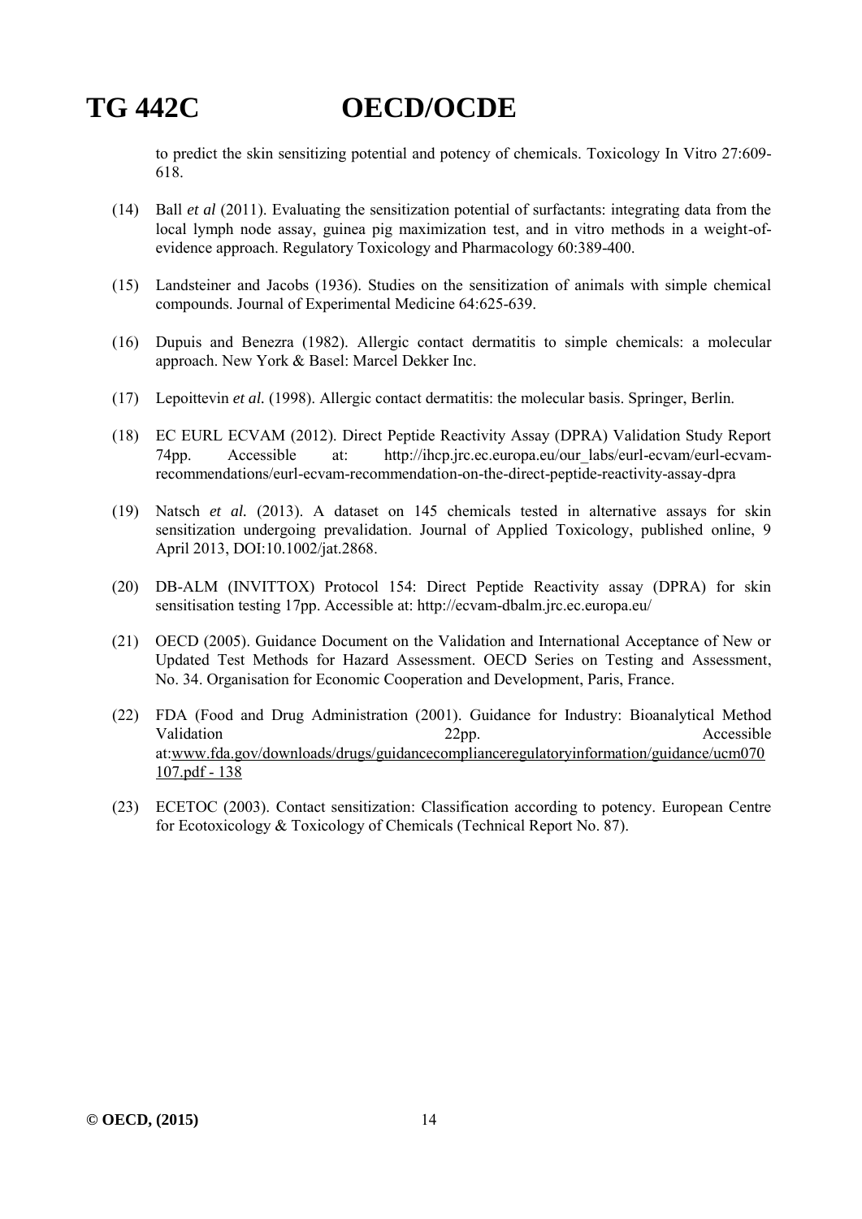to predict the skin sensitizing potential and potency of chemicals. Toxicology In Vitro 27:609-618.

(14) Ball *et al* (2011). Evaluating the sensitization potential of surfactants: integrating data from the local lymph node assay, guinea pig maximization test, and in vitro methods in a weight-of-evidence approach. Regulatory Toxicology and Pharmacology 60:389-400.

(15) Landsteiner and Jacobs (1936). Studies on the sensitization of animals with simple chemical compounds. Journal of Experimental Medicine 64:625-639.

(16) Dupuis and Benezra (1982). Allergic contact dermatitis to simple chemicals: a molecular approach. New York & Basel: Marcel Dekker Inc.

(17) Lepoittevin *et al.* (1998). Allergic contact dermatitis: the molecular basis. Springer, Berlin.

(18) EC EURL ECVAM (2012). Direct Peptide Reactivity Assay (DPRA) Validation Study Report 74pp. Accessible at: http://ihcp.jrc.ec.europa.eu/our_labs/eurl-ecvam/eurl-ecvam-recommendations/eurl-ecvam-recommendation-on-the-direct-peptide-reactivity-assay-dpra

(19) Natsch *et al.* (2013). A dataset on 145 chemicals tested in alternative assays for skin sensitization undergoing prevalidation. Journal of Applied Toxicology, published online, 9 April 2013, DOI:10.1002/jat.2868.

(20) DB-ALM (INVITTOX) Protocol 154: Direct Peptide Reactivity assay (DPRA) for skin sensitisation testing 17pp. Accessible at: http://ecvam-dbalm.jrc.ec.europa.eu/

(21) OECD (2005). Guidance Document on the Validation and International Acceptance of New or Updated Test Methods for Hazard Assessment. OECD Series on Testing and Assessment, No. 34. Organisation for Economic Cooperation and Development, Paris, France.

(22) FDA (Food and Drug Administration (2001). Guidance for Industry: Bioanalytical Method Validation 22pp. Accessible at:www.fda.gov/downloads/drugs/guidancecomplianceregulatoryinformation/guidance/ucm070107.pdf - 138

(23) ECETOC (2003). Contact sensitization: Classification according to potency. European Centre for Ecotoxicology & Toxicology of Chemicals (Technical Report No. 87).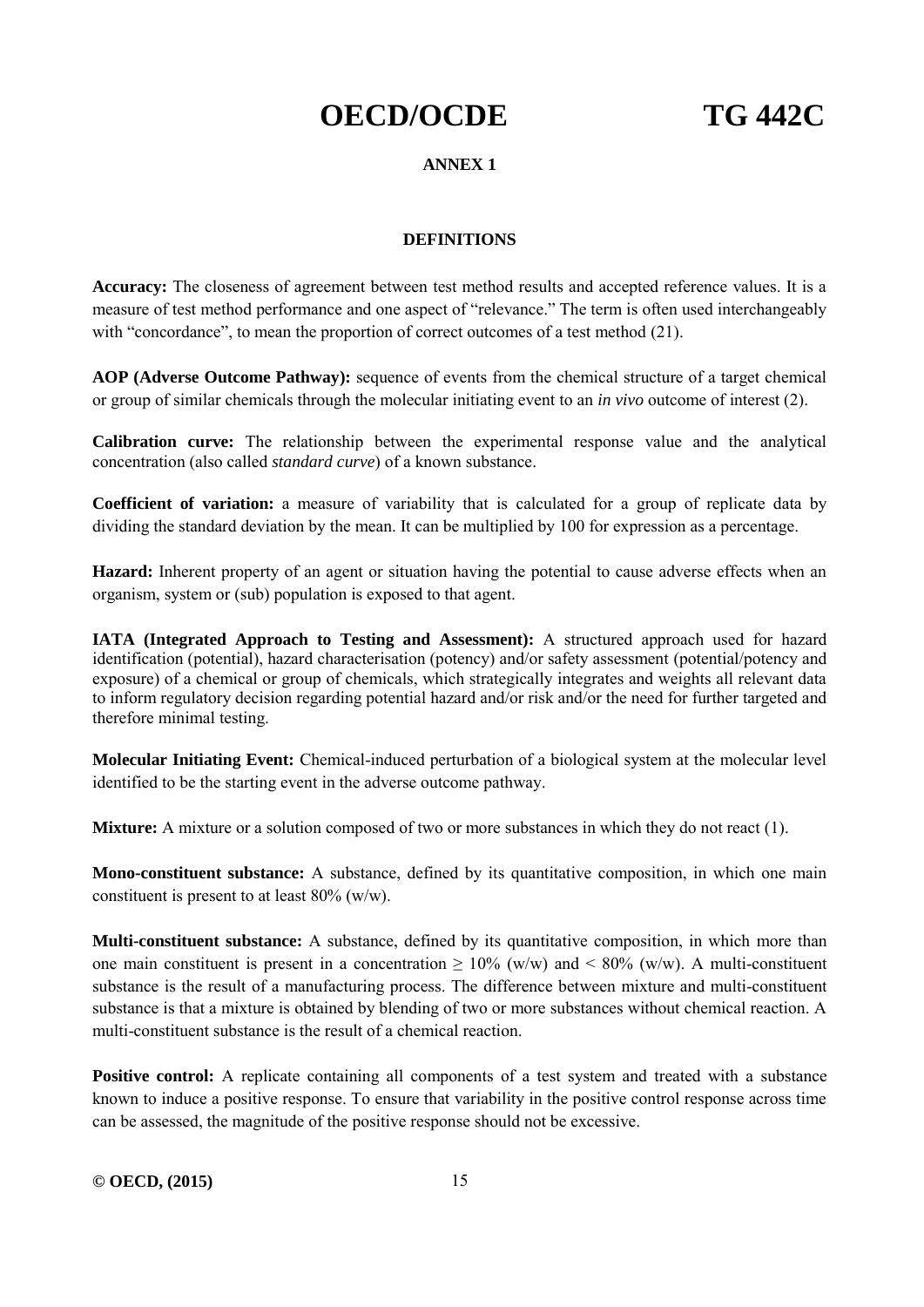## ANNEX 1

### DEFINITIONS

**Accuracy:** The closeness of agreement between test method results and accepted reference values. It is a measure of test method performance and one aspect of "relevance." The term is often used interchangeably with "concordance", to mean the proportion of correct outcomes of a test method (21).

**AOP (Adverse Outcome Pathway):** sequence of events from the chemical structure of a target chemical or group of similar chemicals through the molecular initiating event to an *in vivo* outcome of interest (2).

**Calibration curve:** The relationship between the experimental response value and the analytical concentration (also called *standard curve*) of a known substance.

**Coefficient of variation:** a measure of variability that is calculated for a group of replicate data by dividing the standard deviation by the mean. It can be multiplied by 100 for expression as a percentage.

**Hazard:** Inherent property of an agent or situation having the potential to cause adverse effects when an organism, system or (sub) population is exposed to that agent.

**IATA (Integrated Approach to Testing and Assessment):** A structured approach used for hazard identification (potential), hazard characterisation (potency) and/or safety assessment (potential/potency and exposure) of a chemical or group of chemicals, which strategically integrates and weights all relevant data to inform regulatory decision regarding potential hazard and/or risk and/or the need for further targeted and therefore minimal testing.

**Molecular Initiating Event:** Chemical-induced perturbation of a biological system at the molecular level identified to be the starting event in the adverse outcome pathway.

**Mixture:** A mixture or a solution composed of two or more substances in which they do not react (1).

**Mono-constituent substance:** A substance, defined by its quantitative composition, in which one main constituent is present to at least 80% (w/w).

**Multi-constituent substance:** A substance, defined by its quantitative composition, in which more than one main constituent is present in a concentration $\geq$ 10% (w/w) and < 80% (w/w). A multi-constituent substance is the result of a manufacturing process. The difference between mixture and multi-constituent substance is that a mixture is obtained by blending of two or more substances without chemical reaction. A multi-constituent substance is the result of a chemical reaction.

**Positive control:** A replicate containing all components of a test system and treated with a substance known to induce a positive response. To ensure that variability in the positive control response across time can be assessed, the magnitude of the positive response should not be excessive.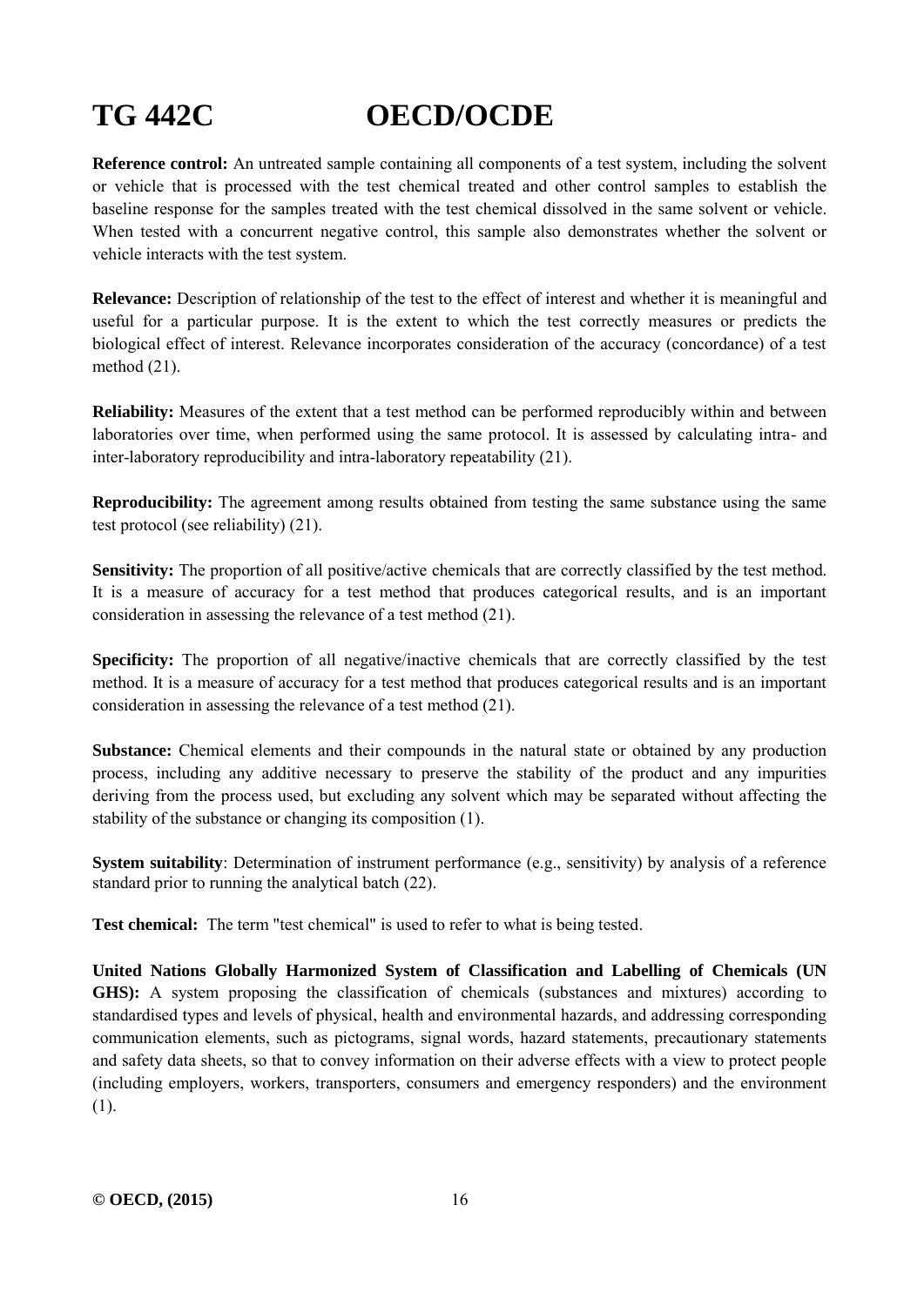**Reference control:** An untreated sample containing all components of a test system, including the solvent or vehicle that is processed with the test chemical treated and other control samples to establish the baseline response for the samples treated with the test chemical dissolved in the same solvent or vehicle. When tested with a concurrent negative control, this sample also demonstrates whether the solvent or vehicle interacts with the test system.

**Relevance:** Description of relationship of the test to the effect of interest and whether it is meaningful and useful for a particular purpose. It is the extent to which the test correctly measures or predicts the biological effect of interest. Relevance incorporates consideration of the accuracy (concordance) of a test method (21).

**Reliability:** Measures of the extent that a test method can be performed reproducibly within and between laboratories over time, when performed using the same protocol. It is assessed by calculating intra- and inter-laboratory reproducibility and intra-laboratory repeatability (21).

**Reproducibility:** The agreement among results obtained from testing the same substance using the same test protocol (see reliability) (21).

**Sensitivity:** The proportion of all positive/active chemicals that are correctly classified by the test method. It is a measure of accuracy for a test method that produces categorical results, and is an important consideration in assessing the relevance of a test method (21).

**Specificity:** The proportion of all negative/inactive chemicals that are correctly classified by the test method. It is a measure of accuracy for a test method that produces categorical results and is an important consideration in assessing the relevance of a test method (21).

**Substance:** Chemical elements and their compounds in the natural state or obtained by any production process, including any additive necessary to preserve the stability of the product and any impurities deriving from the process used, but excluding any solvent which may be separated without affecting the stability of the substance or changing its composition (1).

**System suitability**: Determination of instrument performance (e.g., sensitivity) by analysis of a reference standard prior to running the analytical batch (22).

**Test chemical:** The term "test chemical" is used to refer to what is being tested.

**United Nations Globally Harmonized System of Classification and Labelling of Chemicals (UN GHS):** A system proposing the classification of chemicals (substances and mixtures) according to standardised types and levels of physical, health and environmental hazards, and addressing corresponding communication elements, such as pictograms, signal words, hazard statements, precautionary statements and safety data sheets, so that to convey information on their adverse effects with a view to protect people (including employers, workers, transporters, consumers and emergency responders) and the environment (1).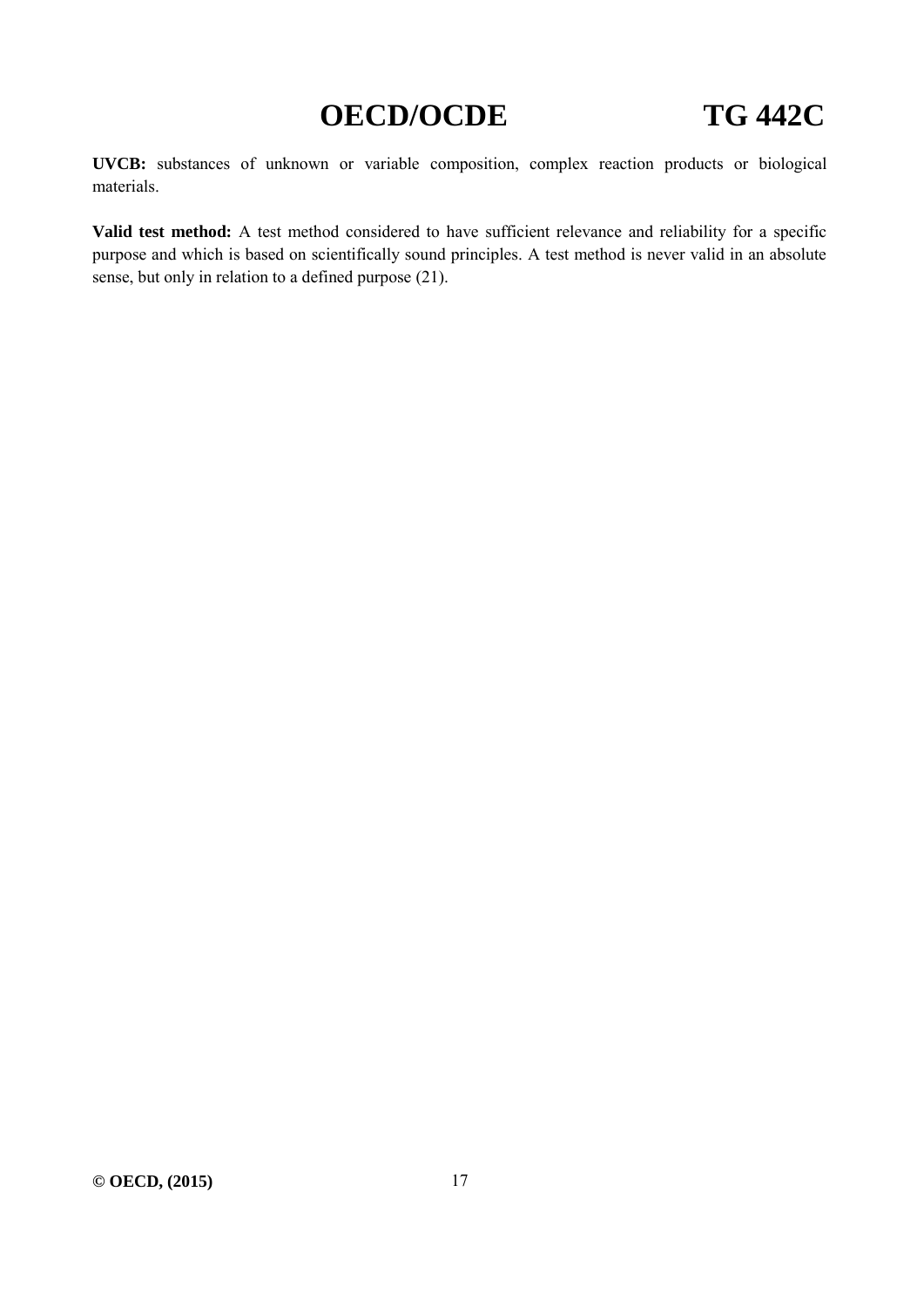**UVCB:** substances of unknown or variable composition, complex reaction products or biological materials.

**Valid test method:** A test method considered to have sufficient relevance and reliability for a specific purpose and which is based on scientifically sound principles. A test method is never valid in an absolute sense, but only in relation to a defined purpose (21).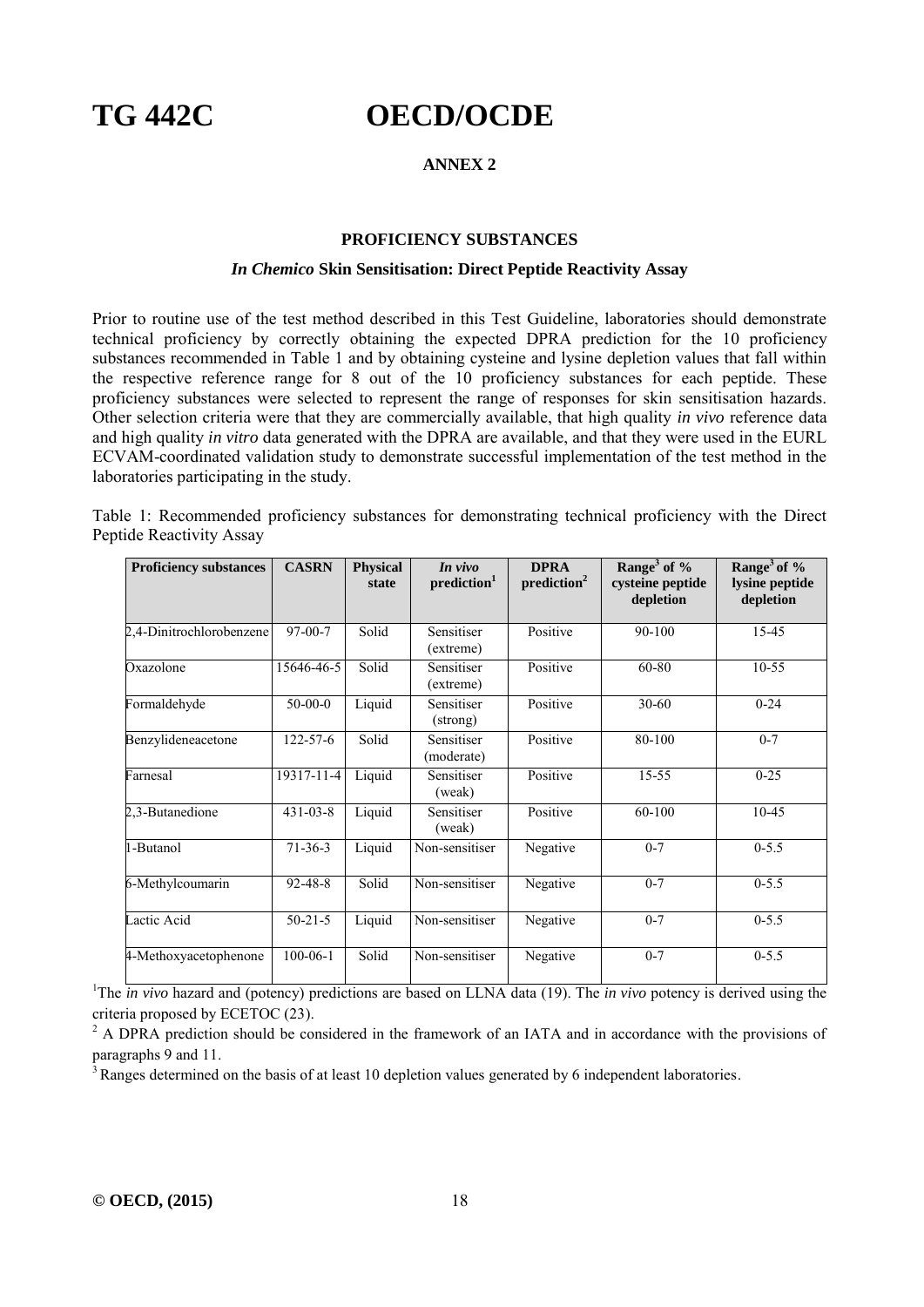## ANNEX 2

### PROFICIENCY SUBSTANCES

### *In Chemico* Skin Sensitisation: Direct Peptide Reactivity Assay

Prior to routine use of the test method described in this Test Guideline, laboratories should demonstrate technical proficiency by correctly obtaining the expected DPRA prediction for the 10 proficiency substances recommended in Table 1 and by obtaining cysteine and lysine depletion values that fall within the respective reference range for 8 out of the 10 proficiency substances for each peptide. These proficiency substances were selected to represent the range of responses for skin sensitisation hazards. Other selection criteria were that they are commercially available, that high quality *in vivo* reference data and high quality *in vitro* data generated with the DPRA are available, and that they were used in the EURL ECVAM-coordinated validation study to demonstrate successful implementation of the test method in the laboratories participating in the study.

Table 1: Recommended proficiency substances for demonstrating technical proficiency with the Direct Peptide Reactivity Assay

| Proficiency substances | CASRN | Physical state | *In vivo* prediction[1] | DPRA prediction[2] | Range[3] of % cysteine peptide depletion | Range[3] of % lysine peptide depletion |
|---|---|---|---|---|---|---|
| 2,4-Dinitrochlorobenzene | 97-00-7 | Solid | Sensitiser (extreme) | Positive | 90-100 | 15-45 |
| Oxazolone | 15646-46-5 | Solid | Sensitiser (extreme) | Positive | 60-80 | 10-55 |
| Formaldehyde | 50-00-0 | Liquid | Sensitiser (strong) | Positive | 30-60 | 0-24 |
| Benzylideneacetone | 122-57-6 | Solid | Sensitiser (moderate) | Positive | 80-100 | 0-7 |
| Farnesal | 19317-11-4 | Liquid | Sensitiser (weak) | Positive | 15-55 | 0-25 |
| 2,3-Butanedione | 431-03-8 | Liquid | Sensitiser (weak) | Positive | 60-100 | 10-45 |
| 1-Butanol | 71-36-3 | Liquid | Non-sensitiser | Negative | 0-7 | 0-5.5 |
| 6-Methylcoumarin | 92-48-8 | Solid | Non-sensitiser | Negative | 0-7 | 0-5.5 |
| Lactic Acid | 50-21-5 | Liquid | Non-sensitiser | Negative | 0-7 | 0-5.5 |
| 4-Methoxyacetophenone | 100-06-1 | Solid | Non-sensitiser | Negative | 0-7 | 0-5.5 |

[1] The *in vivo* hazard and (potency) predictions are based on LLNA data (19). The *in vivo* potency is derived using the criteria proposed by ECETOC (23).

[2] A DPRA prediction should be considered in the framework of an IATA and in accordance with the provisions of paragraphs 9 and 11.

[3] Ranges determined on the basis of at least 10 depletion values generated by 6 independent laboratories.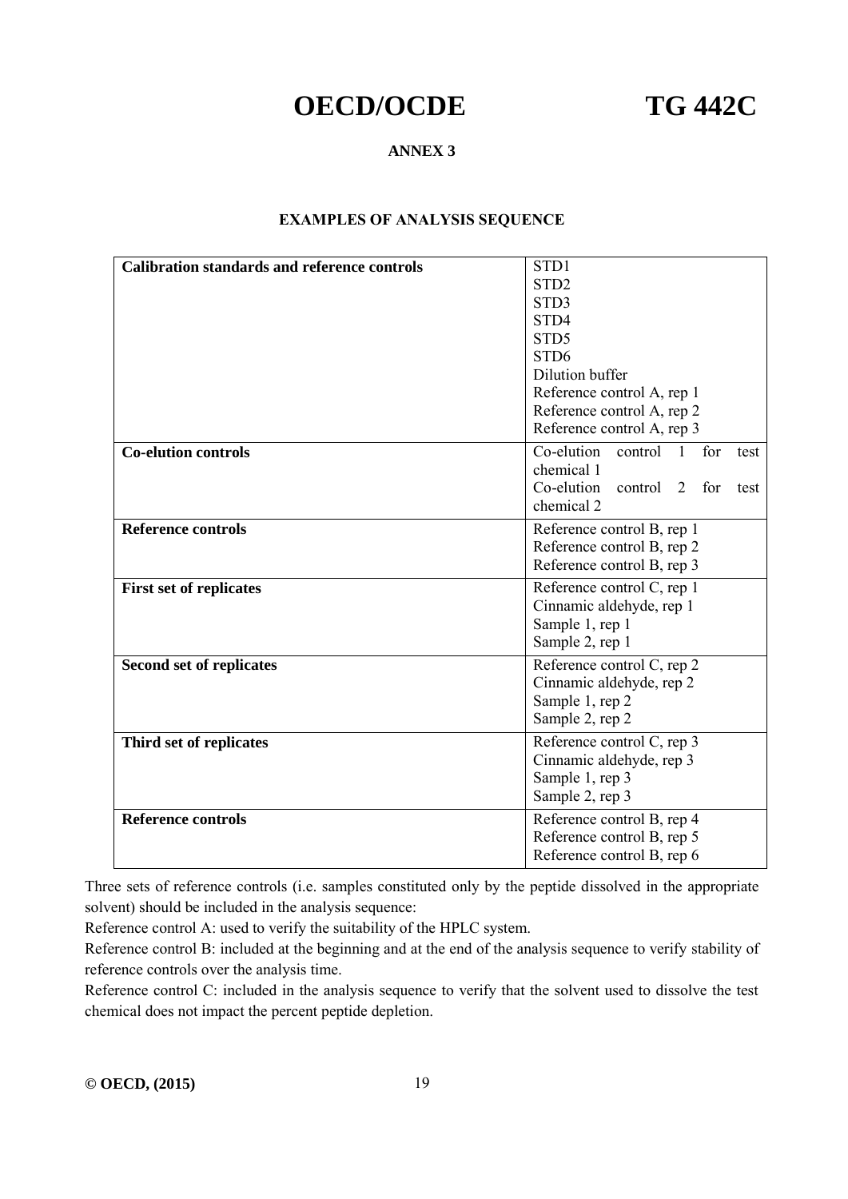## ANNEX 3

### EXAMPLES OF ANALYSIS SEQUENCE

| | |
|---|---|
| **Calibration standards and reference controls** | STD1<br>STD2<br>STD3<br>STD4<br>STD5<br>STD6<br>Dilution buffer<br>Reference control A, rep 1<br>Reference control A, rep 2<br>Reference control A, rep 3 |
| **Co-elution controls** | Co-elution control 1 for test chemical 1<br>Co-elution control 2 for test chemical 2 |
| **Reference controls** | Reference control B, rep 1<br>Reference control B, rep 2<br>Reference control B, rep 3 |
| **First set of replicates** | Reference control C, rep 1<br>Cinnamic aldehyde, rep 1<br>Sample 1, rep 1<br>Sample 2, rep 1 |
| **Second set of replicates** | Reference control C, rep 2<br>Cinnamic aldehyde, rep 2<br>Sample 1, rep 2<br>Sample 2, rep 2 |
| **Third set of replicates** | Reference control C, rep 3<br>Cinnamic aldehyde, rep 3<br>Sample 1, rep 3<br>Sample 2, rep 3 |
| **Reference controls** | Reference control B, rep 4<br>Reference control B, rep 5<br>Reference control B, rep 6 |

Three sets of reference controls (i.e. samples constituted only by the peptide dissolved in the appropriate solvent) should be included in the analysis sequence:

Reference control A: used to verify the suitability of the HPLC system.

Reference control B: included at the beginning and at the end of the analysis sequence to verify stability of reference controls over the analysis time.

Reference control C: included in the analysis sequence to verify that the solvent used to dissolve the test chemical does not impact the percent peptide depletion.